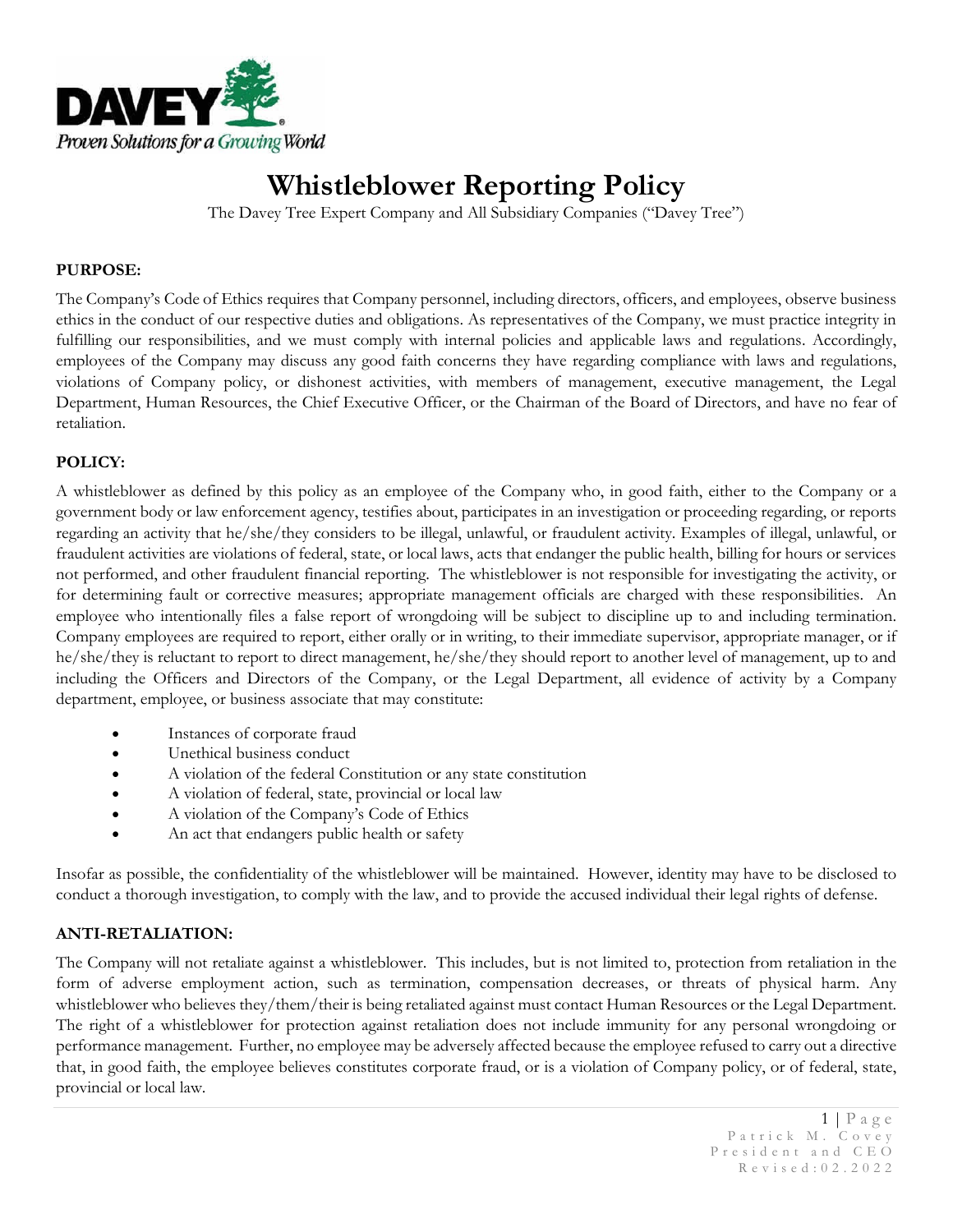# Whistleblower Reporting Policy

The Davey Tree Expert Company and All Subsidiary Companies ("Davey Tree")

**PURPOSE:**

The Company's Code of Ethics requires that Company personnel, including directors, officers, and employees, observe business ethics in the conduct of our respective duties and obligations. As representatives of the Company, we must practice integrity in fulfilling our responsibilities, and we must comply with internal policies and applicable laws and regulations. Accordingly, employees of the Company may discuss any good faith concerns they have regarding compliance with laws and regulations, violations of Company policy, or dishonest activities, with members of management, executive management, the Legal Department, Human Resources, the Chief Executive Officer, or the Chairman of the Board of Directors, and have no fear of retaliation.

**POLICY:**

A whistleblower as defined by this policy as an employee of the Company who, in good faith, either to the Company or a government body or law enforcement agency, testifies about, participates in an investigation or proceeding regarding, or reports regarding an activity that he/she/they considers to be illegal, unlawful, or fraudulent activity. Examples of illegal, unlawful, or fraudulent activities are violations of federal, state, or local laws, acts that endanger the public health, billing for hours or services not performed, and other fraudulent financial reporting. The whistleblower is not responsible for investigating the activity, or for determining fault or corrective measures; appropriate management officials are charged with these responsibilities. An employee who intentionally files a false report of wrongdoing will be subject to discipline up to and including termination. Company employees are required to report, either orally or in writing, to their immediate supervisor, appropriate manager, or if he/she/they is reluctant to report to direct management, he/she/they should report to another level of management, up to and including the Officers and Directors of the Company, or the Legal Department, all evidence of activity by a Company department, employee, or business associate that may constitute:

- Instances of corporate fraud
- Unethical business conduct
- A violation of the federal Constitution or any state constitution
- A violation of federal, state, provincial or local law
- A violation of the Company's Code of Ethics
- An act that endangers public health or safety

Insofar as possible, the confidentiality of the whistleblower will be maintained. However, identity may have to be disclosed to conduct a thorough investigation, to comply with the law, and to provide the accused individual their legal rights of defense.

**ANTI-RETALIATION:**

The Company will not retaliate against a whistleblower. This includes, but is not limited to, protection from retaliation in the form of adverse employment action, such as termination, compensation decreases, or threats of physical harm. Any whistleblower who believes they/them/their is being retaliated against must contact Human Resources or the Legal Department. The right of a whistleblower for protection against retaliation does not include immunity for any personal wrongdoing or performance management. Further, no employee may be adversely affected because the employee refused to carry out a directive that, in good faith, the employee believes constitutes corporate fraud, or is a violation of Company policy, or of federal, state, provincial or local law.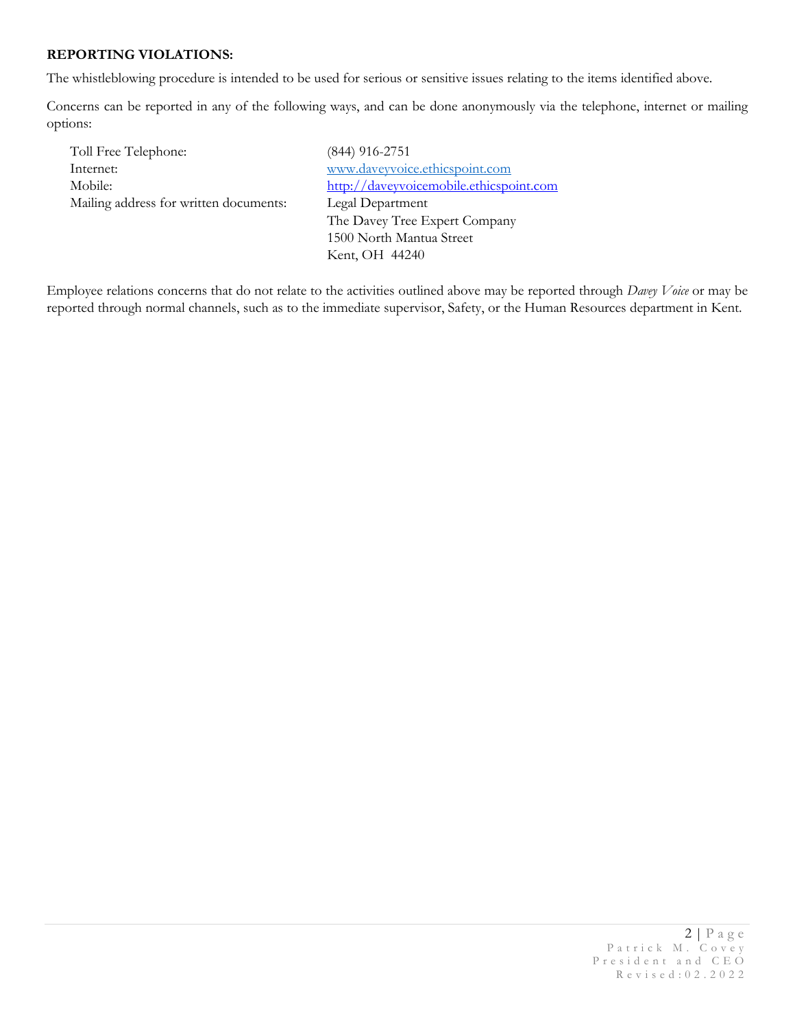**REPORTING VIOLATIONS:**

The whistleblowing procedure is intended to be used for serious or sensitive issues relating to the items identified above.

Concerns can be reported in any of the following ways, and can be done anonymously via the telephone, internet or mailing options:

| | |
|---|---|
| Toll Free Telephone: | (844) 916-2751 |
| Internet: | [www.daveyvoice.ethicspoint.com](www.daveyvoice.ethicspoint.com) |
| Mobile: | [http://daveyvoicemobile.ethicspoint.com](http://daveyvoicemobile.ethicspoint.com) |
| Mailing address for written documents: | Legal Department<br>The Davey Tree Expert Company<br>1500 North Mantua Street<br>Kent, OH 44240 |

Employee relations concerns that do not relate to the activities outlined above may be reported through *Davey Voice* or may be reported through normal channels, such as to the immediate supervisor, Safety, or the Human Resources department in Kent.

Patrick M. Covey
President and CEO
Revised: 02.2022